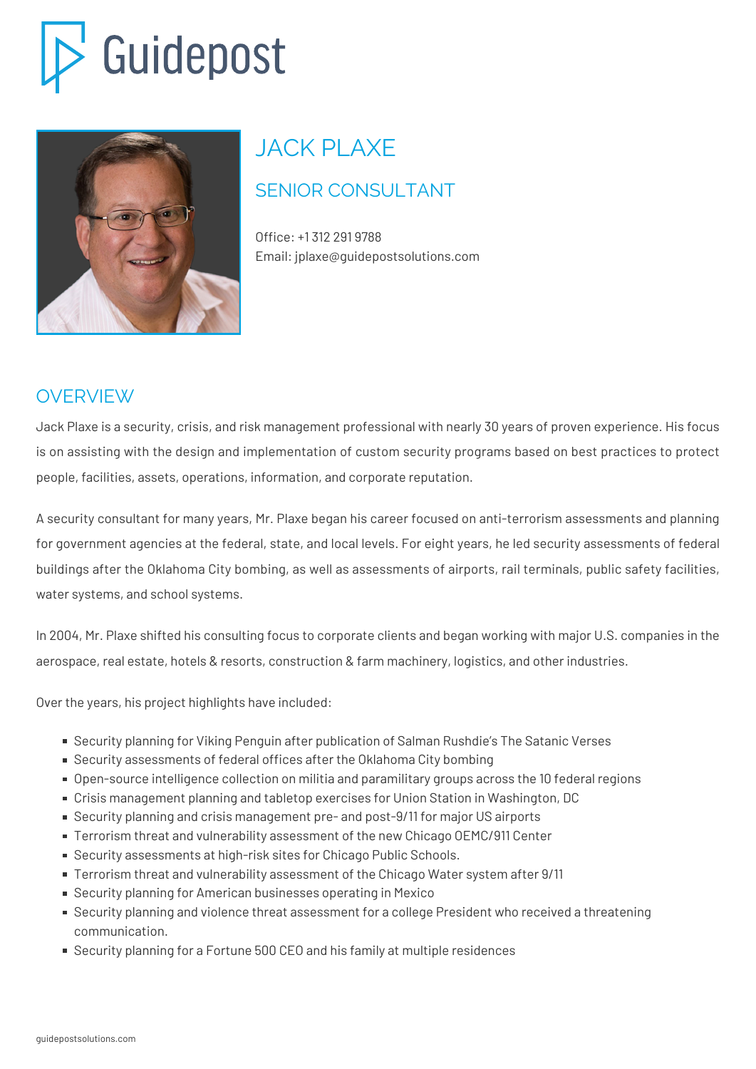# Guidepost

# JACK PLAXE

## SENIOR CONSULTANT

Office: +1 312 291 9788
Email: jplaxe@guidepostsolutions.com

## OVERVIEW

Jack Plaxe is a security, crisis, and risk management professional with nearly 30 years of proven experience. His focus is on assisting with the design and implementation of custom security programs based on best practices to protect people, facilities, assets, operations, information, and corporate reputation.

A security consultant for many years, Mr. Plaxe began his career focused on anti-terrorism assessments and planning for government agencies at the federal, state, and local levels. For eight years, he led security assessments of federal buildings after the Oklahoma City bombing, as well as assessments of airports, rail terminals, public safety facilities, water systems, and school systems.

In 2004, Mr. Plaxe shifted his consulting focus to corporate clients and began working with major U.S. companies in the aerospace, real estate, hotels & resorts, construction & farm machinery, logistics, and other industries.

Over the years, his project highlights have included:

- Security planning for Viking Penguin after publication of Salman Rushdie's The Satanic Verses
- Security assessments of federal offices after the Oklahoma City bombing
- Open-source intelligence collection on militia and paramilitary groups across the 10 federal regions
- Crisis management planning and tabletop exercises for Union Station in Washington, DC
- Security planning and crisis management pre- and post-9/11 for major US airports
- Terrorism threat and vulnerability assessment of the new Chicago OEMC/911 Center
- Security assessments at high-risk sites for Chicago Public Schools.
- Terrorism threat and vulnerability assessment of the Chicago Water system after 9/11
- Security planning for American businesses operating in Mexico
- Security planning and violence threat assessment for a college President who received a threatening communication.
- Security planning for a Fortune 500 CEO and his family at multiple residences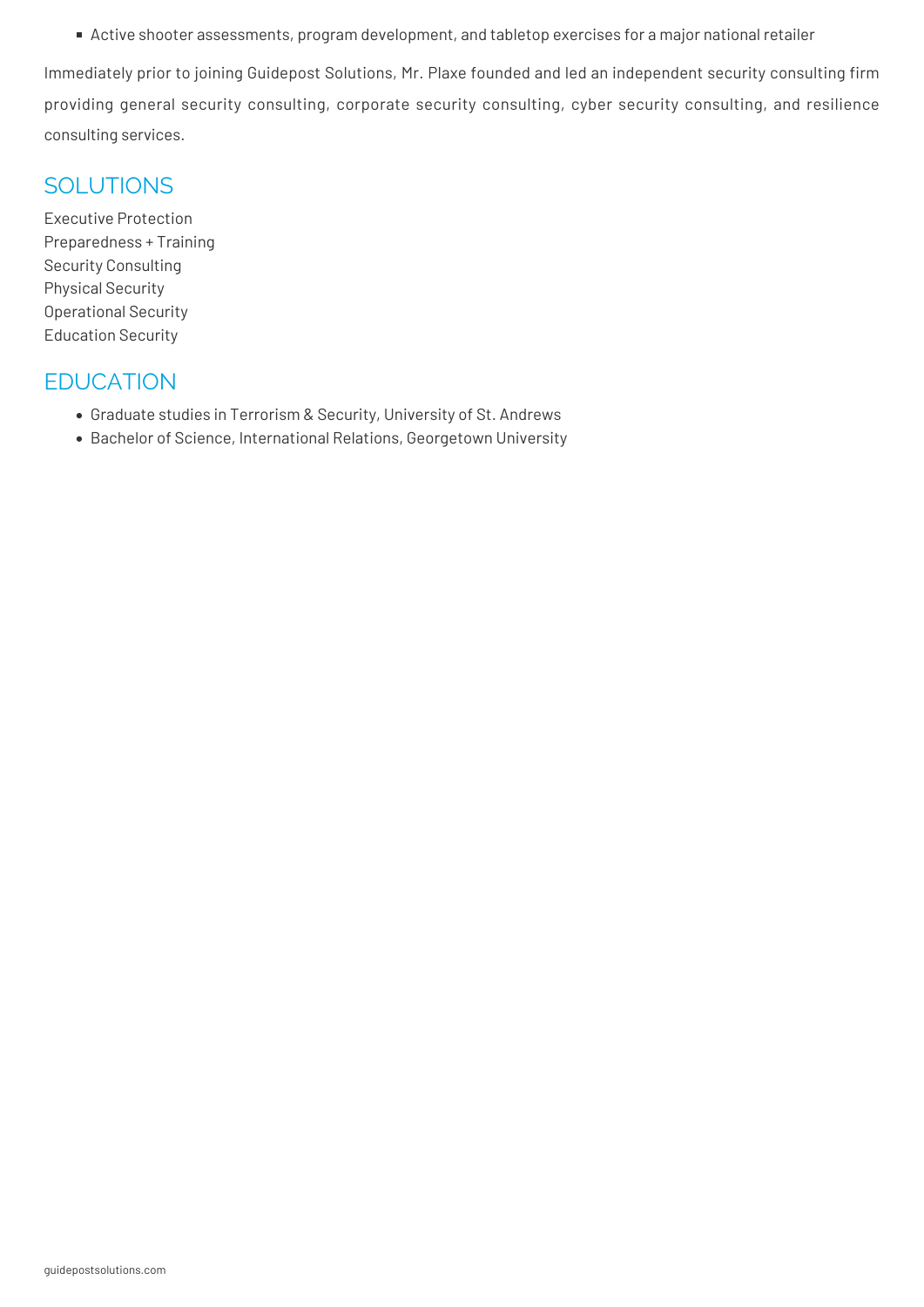- Active shooter assessments, program development, and tabletop exercises for a major national retailer

Immediately prior to joining Guidepost Solutions, Mr. Plaxe founded and led an independent security consulting firm providing general security consulting, corporate security consulting, cyber security consulting, and resilience consulting services.

## SOLUTIONS

Executive Protection
Preparedness + Training
Security Consulting
Physical Security
Operational Security
Education Security

## EDUCATION

- Graduate studies in Terrorism & Security, University of St. Andrews
- Bachelor of Science, International Relations, Georgetown University